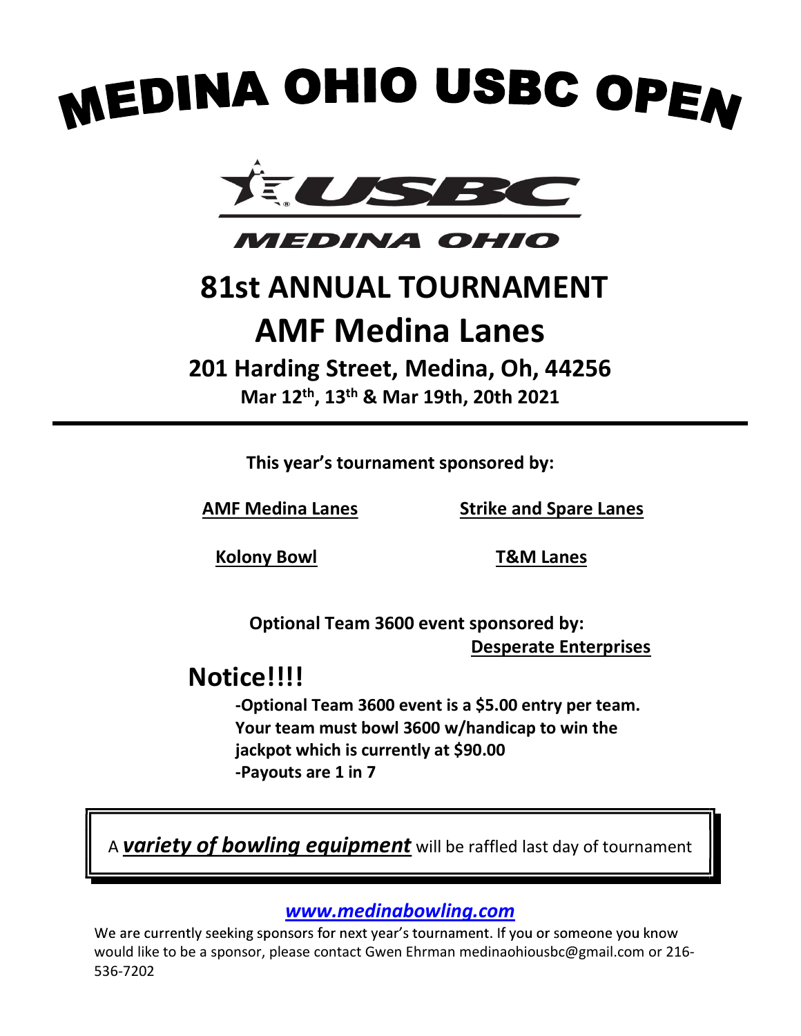# MEDINA OHIO USBC OPEN

USBC

MEDINA OHIO

## 81st ANNUAL TOURNAMENT

## AMF Medina Lanes

### 201 Harding Street, Medina, Oh, 44256

**Mar 12th, 13th & Mar 19th, 20th 2021**

---

**This year's tournament sponsored by:**

**AMF Medina Lanes**

**Strike and Spare Lanes**

**Kolony Bowl**

**T&M Lanes**

**Optional Team 3600 event sponsored by:** **Desperate Enterprises**

## Notice!!!!

**-Optional Team 3600 event is a $5.00 entry per team. Your team must bowl 3600 w/handicap to win the jackpot which is currently at $90.00**

**-Payouts are 1 in 7**

A ***variety of bowling equipment*** will be raffled last day of tournament

*www.medinabowling.com*

We are currently seeking sponsors for next year's tournament. If you or someone you know would like to be a sponsor, please contact Gwen Ehrman medinaohiousbc@gmail.com or 216-536-7202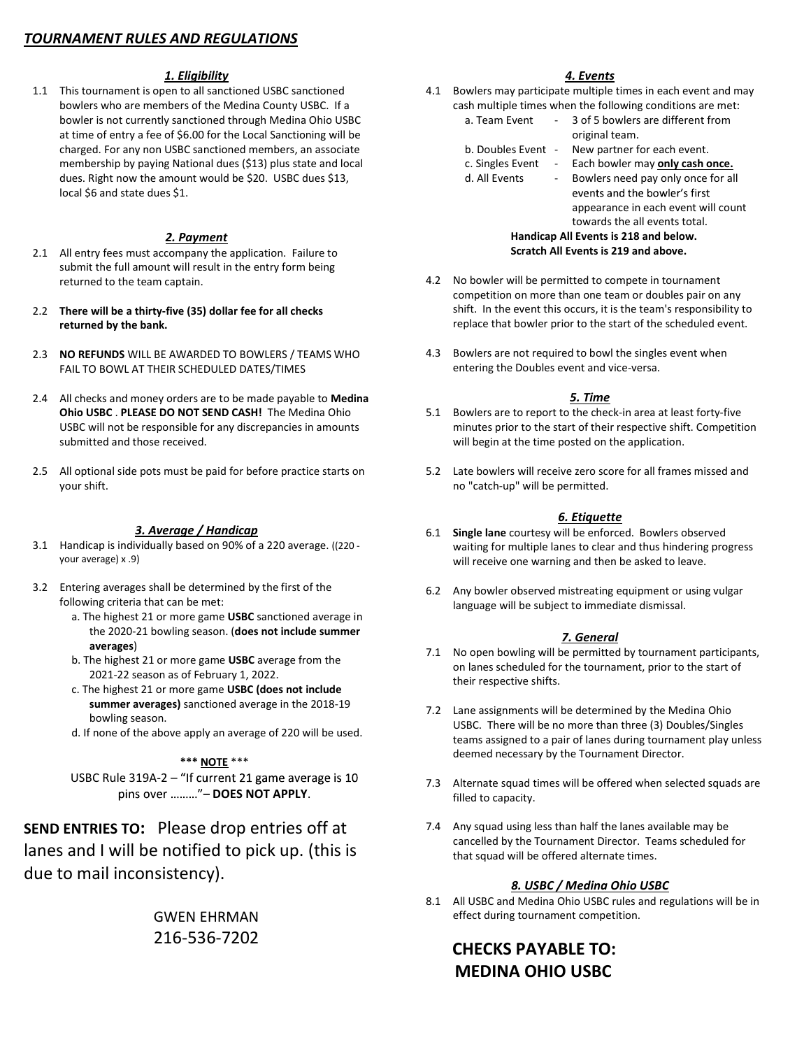## *TOURNAMENT RULES AND REGULATIONS*

### *1. Eligibility*

1.1 This tournament is open to all sanctioned USBC sanctioned bowlers who are members of the Medina County USBC. If a bowler is not currently sanctioned through Medina Ohio USBC at time of entry a fee of $6.00 for the Local Sanctioning will be charged. For any non USBC sanctioned members, an associate membership by paying National dues ($13) plus state and local dues. Right now the amount would be $20. USBC dues $13, local $6 and state dues $1.

### *2. Payment*

2.1 All entry fees must accompany the application. Failure to submit the full amount will result in the entry form being returned to the team captain.

2.2 **There will be a thirty-five (35) dollar fee for all checks returned by the bank.**

2.3 **NO REFUNDS** WILL BE AWARDED TO BOWLERS / TEAMS WHO FAIL TO BOWL AT THEIR SCHEDULED DATES/TIMES

2.4 All checks and money orders are to be made payable to **Medina Ohio USBC** . **PLEASE DO NOT SEND CASH!** The Medina Ohio USBC will not be responsible for any discrepancies in amounts submitted and those received.

2.5 All optional side pots must be paid for before practice starts on your shift.

### *3. Average / Handicap*

3.1 Handicap is individually based on 90% of a 220 average. ((220 - your average) x .9)

3.2 Entering averages shall be determined by the first of the following criteria that can be met:

a. The highest 21 or more game **USBC** sanctioned average in the 2020-21 bowling season. (**does not include summer averages**)

b. The highest 21 or more game **USBC** average from the 2021-22 season as of February 1, 2022.

c. The highest 21 or more game **USBC (does not include summer averages)** sanctioned average in the 2018-19 bowling season.

d. If none of the above apply an average of 220 will be used.

\*\*\* **NOTE** \*\*\*

USBC Rule 319A-2 – "If current 21 game average is 10 pins over ………"**– DOES NOT APPLY**.

**SEND ENTRIES TO:** Please drop entries off at lanes and I will be notified to pick up. (this is due to mail inconsistency).

GWEN EHRMAN
216-536-7202

### *4. Events*

4.1 Bowlers may participate multiple times in each event and may cash multiple times when the following conditions are met:

a. Team Event - 3 of 5 bowlers are different from original team.

b. Doubles Event - New partner for each event.

c. Singles Event - Each bowler may **only cash once.**

d. All Events - Bowlers need pay only once for all events and the bowler's first appearance in each event will count towards the all events total.

**Handicap All Events is 218 and below.**
**Scratch All Events is 219 and above.**

4.2 No bowler will be permitted to compete in tournament competition on more than one team or doubles pair on any shift. In the event this occurs, it is the team's responsibility to replace that bowler prior to the start of the scheduled event.

4.3 Bowlers are not required to bowl the singles event when entering the Doubles event and vice-versa.

### *5. Time*

5.1 Bowlers are to report to the check-in area at least forty-five minutes prior to the start of their respective shift. Competition will begin at the time posted on the application.

5.2 Late bowlers will receive zero score for all frames missed and no "catch-up" will be permitted.

### *6. Etiquette*

6.1 **Single lane** courtesy will be enforced. Bowlers observed waiting for multiple lanes to clear and thus hindering progress will receive one warning and then be asked to leave.

6.2 Any bowler observed mistreating equipment or using vulgar language will be subject to immediate dismissal.

### *7. General*

7.1 No open bowling will be permitted by tournament participants, on lanes scheduled for the tournament, prior to the start of their respective shifts.

7.2 Lane assignments will be determined by the Medina Ohio USBC. There will be no more than three (3) Doubles/Singles teams assigned to a pair of lanes during tournament play unless deemed necessary by the Tournament Director.

7.3 Alternate squad times will be offered when selected squads are filled to capacity.

7.4 Any squad using less than half the lanes available may be cancelled by the Tournament Director. Teams scheduled for that squad will be offered alternate times.

### *8. USBC / Medina Ohio USBC*

8.1 All USBC and Medina Ohio USBC rules and regulations will be in effect during tournament competition.

**CHECKS PAYABLE TO:**
**MEDINA OHIO USBC**